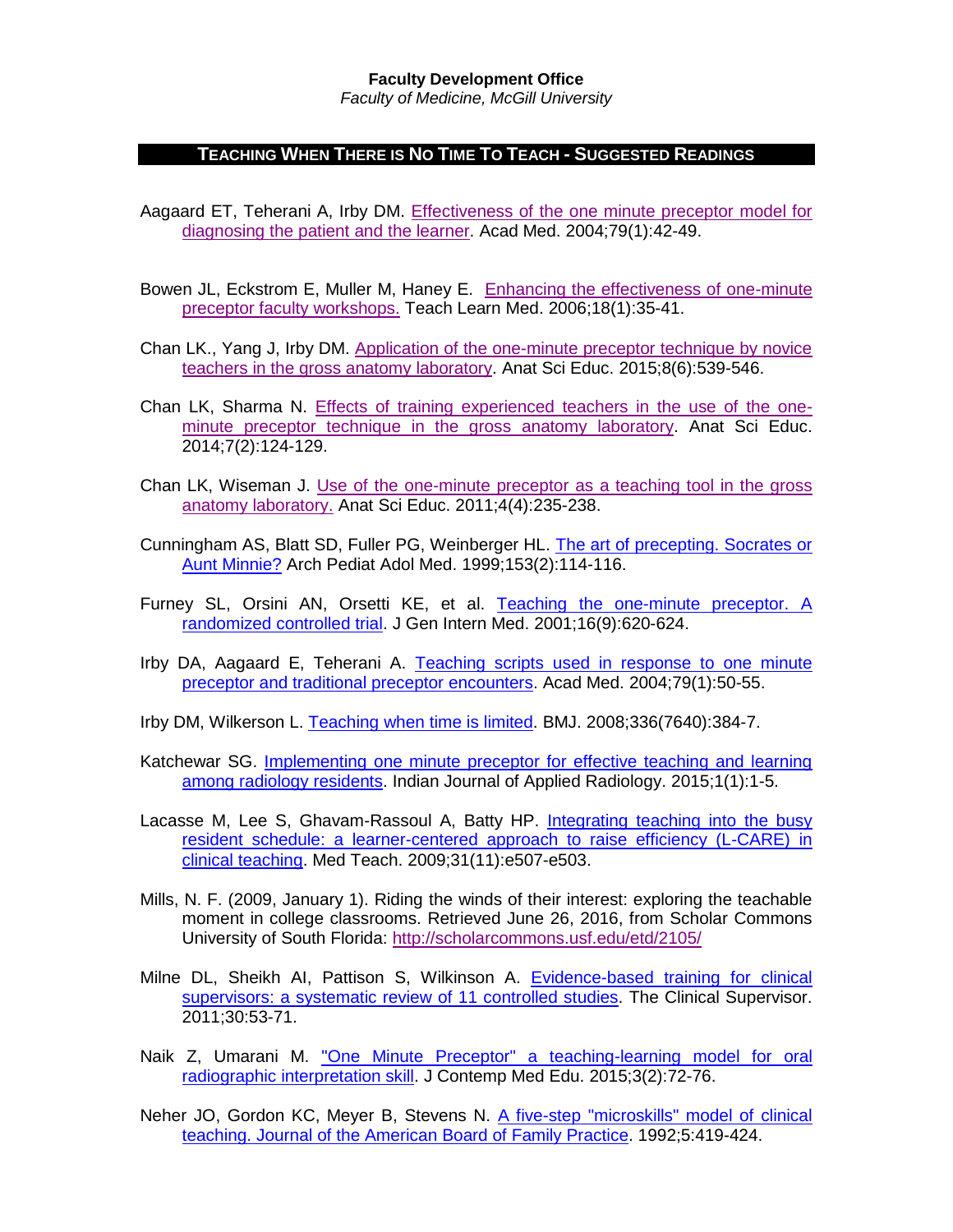**Faculty Development Office**

*Faculty of Medicine, McGill University*

## Teaching When There is No Time To Teach - Suggested Readings

Aagaard ET, Teherani A, Irby DM. Effectiveness of the one minute preceptor model for diagnosing the patient and the learner. Acad Med. 2004;79(1):42-49.

Bowen JL, Eckstrom E, Muller M, Haney E. Enhancing the effectiveness of one-minute preceptor faculty workshops. Teach Learn Med. 2006;18(1):35-41.

Chan LK., Yang J, Irby DM. Application of the one-minute preceptor technique by novice teachers in the gross anatomy laboratory. Anat Sci Educ. 2015;8(6):539-546.

Chan LK, Sharma N. Effects of training experienced teachers in the use of the one-minute preceptor technique in the gross anatomy laboratory. Anat Sci Educ. 2014;7(2):124-129.

Chan LK, Wiseman J. Use of the one-minute preceptor as a teaching tool in the gross anatomy laboratory. Anat Sci Educ. 2011;4(4):235-238.

Cunningham AS, Blatt SD, Fuller PG, Weinberger HL. The art of precepting. Socrates or Aunt Minnie? Arch Pediat Adol Med. 1999;153(2):114-116.

Furney SL, Orsini AN, Orsetti KE, et al. Teaching the one-minute preceptor. A randomized controlled trial. J Gen Intern Med. 2001;16(9):620-624.

Irby DA, Aagaard E, Teherani A. Teaching scripts used in response to one minute preceptor and traditional preceptor encounters. Acad Med. 2004;79(1):50-55.

Irby DM, Wilkerson L. Teaching when time is limited. BMJ. 2008;336(7640):384-7.

Katchewar SG. Implementing one minute preceptor for effective teaching and learning among radiology residents. Indian Journal of Applied Radiology. 2015;1(1):1-5.

Lacasse M, Lee S, Ghavam-Rassoul A, Batty HP. Integrating teaching into the busy resident schedule: a learner-centered approach to raise efficiency (L-CARE) in clinical teaching. Med Teach. 2009;31(11):e507-e503.

Mills, N. F. (2009, January 1). Riding the winds of their interest: exploring the teachable moment in college classrooms. Retrieved June 26, 2016, from Scholar Commons University of South Florida: http://scholarcommons.usf.edu/etd/2105/

Milne DL, Sheikh AI, Pattison S, Wilkinson A. Evidence-based training for clinical supervisors: a systematic review of 11 controlled studies. The Clinical Supervisor. 2011;30:53-71.

Naik Z, Umarani M. "One Minute Preceptor" a teaching-learning model for oral radiographic interpretation skill. J Contemp Med Edu. 2015;3(2):72-76.

Neher JO, Gordon KC, Meyer B, Stevens N. A five-step "microskills" model of clinical teaching. Journal of the American Board of Family Practice. 1992;5:419-424.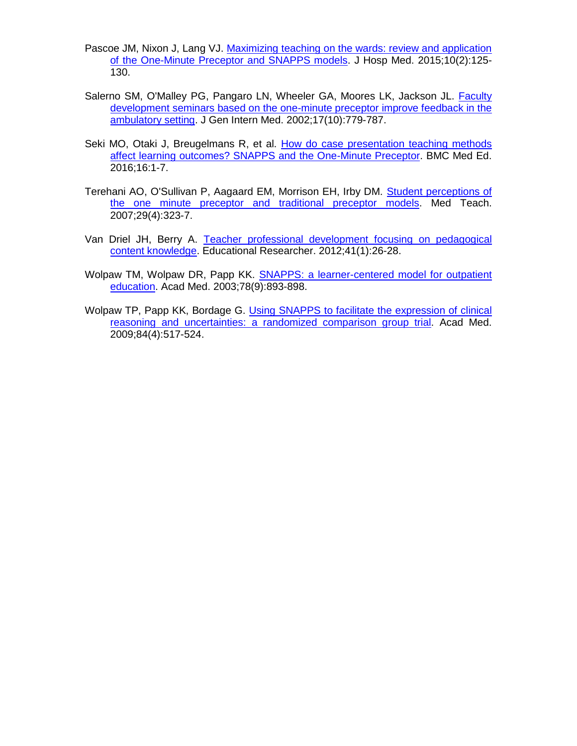Pascoe JM, Nixon J, Lang VJ. Maximizing teaching on the wards: review and application of the One-Minute Preceptor and SNAPPS models. J Hosp Med. 2015;10(2):125-130.

Salerno SM, O'Malley PG, Pangaro LN, Wheeler GA, Moores LK, Jackson JL. Faculty development seminars based on the one-minute preceptor improve feedback in the ambulatory setting. J Gen Intern Med. 2002;17(10):779-787.

Seki MO, Otaki J, Breugelmans R, et al. How do case presentation teaching methods affect learning outcomes? SNAPPS and the One-Minute Preceptor. BMC Med Ed. 2016;16:1-7.

Terehani AO, O'Sullivan P, Aagaard EM, Morrison EH, Irby DM. Student perceptions of the one minute preceptor and traditional preceptor models. Med Teach. 2007;29(4):323-7.

Van Driel JH, Berry A. Teacher professional development focusing on pedagogical content knowledge. Educational Researcher. 2012;41(1):26-28.

Wolpaw TM, Wolpaw DR, Papp KK. SNAPPS: a learner-centered model for outpatient education. Acad Med. 2003;78(9):893-898.

Wolpaw TP, Papp KK, Bordage G. Using SNAPPS to facilitate the expression of clinical reasoning and uncertainties: a randomized comparison group trial. Acad Med. 2009;84(4):517-524.